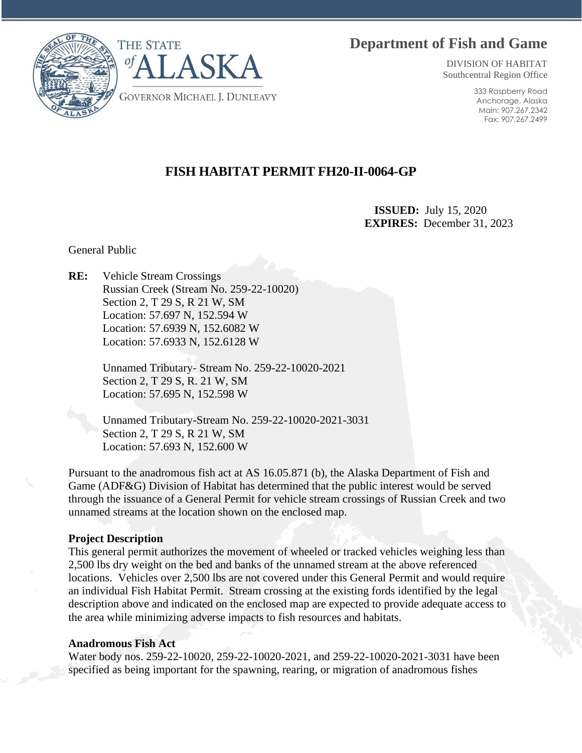THE STATE of ALASKA

GOVERNOR MICHAEL J. DUNLEAVY

## Department of Fish and Game

DIVISION OF HABITAT
Southcentral Region Office

333 Raspberry Road
Anchorage, Alaska
Main: 907.267.2342
Fax: 907.267.2499

# FISH HABITAT PERMIT FH20-II-0064-GP

**ISSUED:** July 15, 2020
**EXPIRES:** December 31, 2023

General Public

**RE:** Vehicle Stream Crossings
Russian Creek (Stream No. 259-22-10020)
Section 2, T 29 S, R 21 W, SM
Location: 57.697 N, 152.594 W
Location: 57.6939 N, 152.6082 W
Location: 57.6933 N, 152.6128 W

Unnamed Tributary- Stream No. 259-22-10020-2021
Section 2, T 29 S, R. 21 W, SM
Location: 57.695 N, 152.598 W

Unnamed Tributary-Stream No. 259-22-10020-2021-3031
Section 2, T 29 S, R 21 W, SM
Location: 57.693 N, 152.600 W

Pursuant to the anadromous fish act at AS 16.05.871 (b), the Alaska Department of Fish and Game (ADF&G) Division of Habitat has determined that the public interest would be served through the issuance of a General Permit for vehicle stream crossings of Russian Creek and two unnamed streams at the location shown on the enclosed map.

**Project Description**
This general permit authorizes the movement of wheeled or tracked vehicles weighing less than 2,500 lbs dry weight on the bed and banks of the unnamed stream at the above referenced locations. Vehicles over 2,500 lbs are not covered under this General Permit and would require an individual Fish Habitat Permit. Stream crossing at the existing fords identified by the legal description above and indicated on the enclosed map are expected to provide adequate access to the area while minimizing adverse impacts to fish resources and habitats.

**Anadromous Fish Act**
Water body nos. 259-22-10020, 259-22-10020-2021, and 259-22-10020-2021-3031 have been specified as being important for the spawning, rearing, or migration of anadromous fishes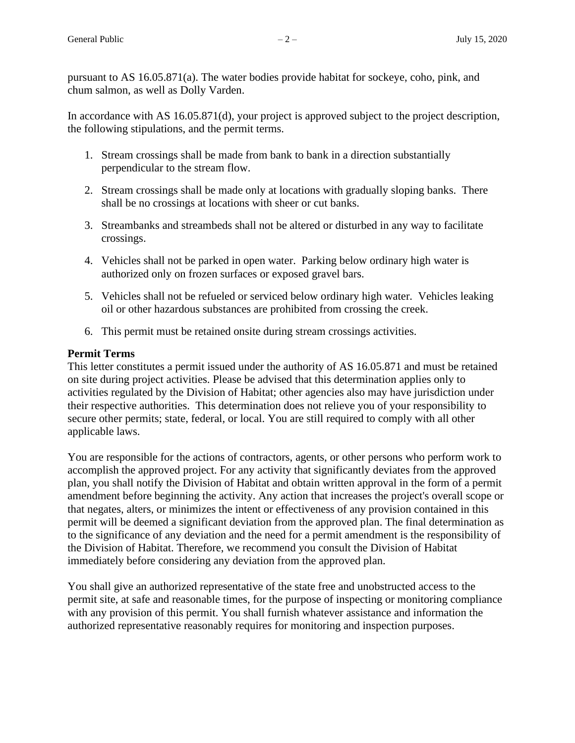pursuant to AS 16.05.871(a). The water bodies provide habitat for sockeye, coho, pink, and chum salmon, as well as Dolly Varden.

In accordance with AS 16.05.871(d), your project is approved subject to the project description, the following stipulations, and the permit terms.

1. Stream crossings shall be made from bank to bank in a direction substantially perpendicular to the stream flow.

2. Stream crossings shall be made only at locations with gradually sloping banks. There shall be no crossings at locations with sheer or cut banks.

3. Streambanks and streambeds shall not be altered or disturbed in any way to facilitate crossings.

4. Vehicles shall not be parked in open water. Parking below ordinary high water is authorized only on frozen surfaces or exposed gravel bars.

5. Vehicles shall not be refueled or serviced below ordinary high water. Vehicles leaking oil or other hazardous substances are prohibited from crossing the creek.

6. This permit must be retained onsite during stream crossings activities.

**Permit Terms**

This letter constitutes a permit issued under the authority of AS 16.05.871 and must be retained on site during project activities. Please be advised that this determination applies only to activities regulated by the Division of Habitat; other agencies also may have jurisdiction under their respective authorities. This determination does not relieve you of your responsibility to secure other permits; state, federal, or local. You are still required to comply with all other applicable laws.

You are responsible for the actions of contractors, agents, or other persons who perform work to accomplish the approved project. For any activity that significantly deviates from the approved plan, you shall notify the Division of Habitat and obtain written approval in the form of a permit amendment before beginning the activity. Any action that increases the project's overall scope or that negates, alters, or minimizes the intent or effectiveness of any provision contained in this permit will be deemed a significant deviation from the approved plan. The final determination as to the significance of any deviation and the need for a permit amendment is the responsibility of the Division of Habitat. Therefore, we recommend you consult the Division of Habitat immediately before considering any deviation from the approved plan.

You shall give an authorized representative of the state free and unobstructed access to the permit site, at safe and reasonable times, for the purpose of inspecting or monitoring compliance with any provision of this permit. You shall furnish whatever assistance and information the authorized representative reasonably requires for monitoring and inspection purposes.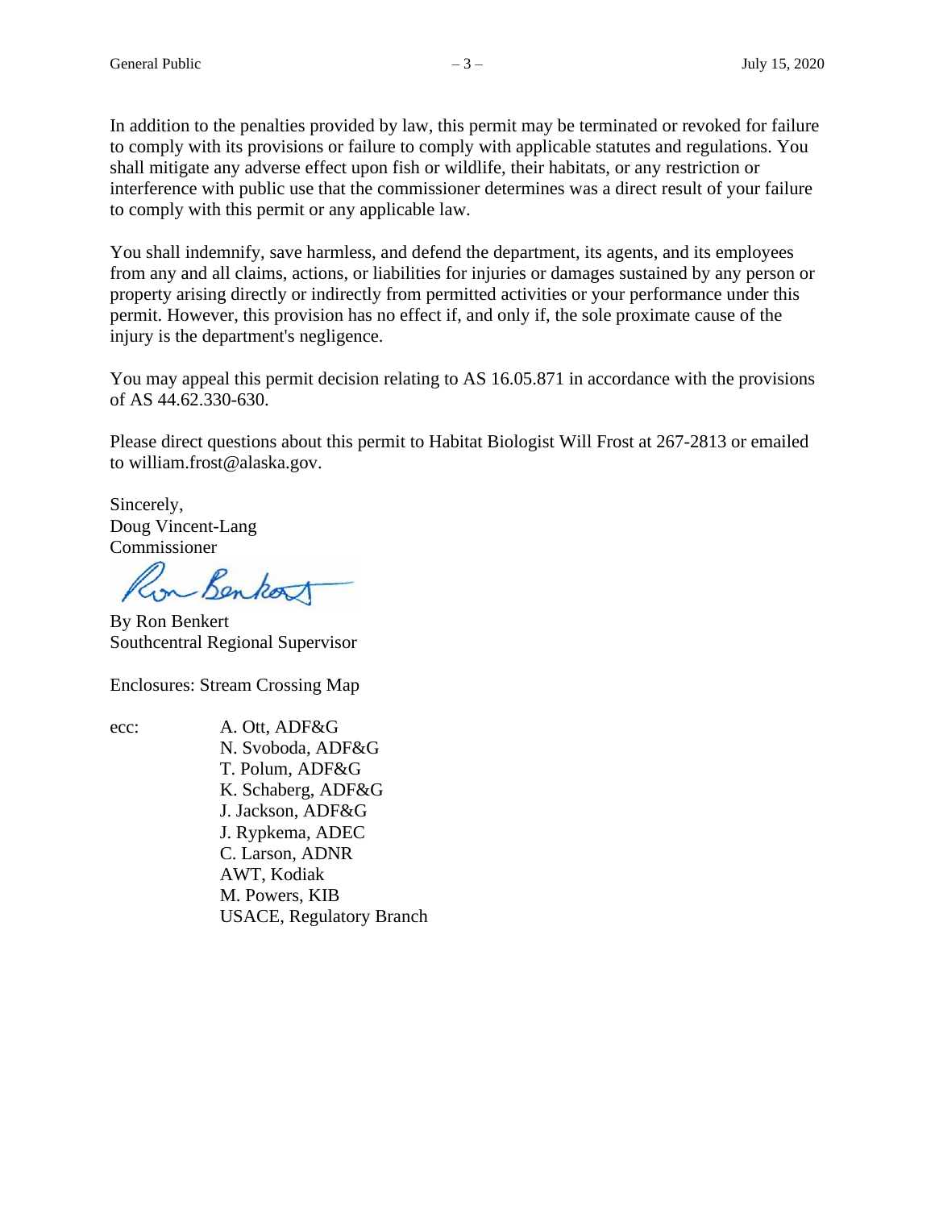In addition to the penalties provided by law, this permit may be terminated or revoked for failure to comply with its provisions or failure to comply with applicable statutes and regulations. You shall mitigate any adverse effect upon fish or wildlife, their habitats, or any restriction or interference with public use that the commissioner determines was a direct result of your failure to comply with this permit or any applicable law.

You shall indemnify, save harmless, and defend the department, its agents, and its employees from any and all claims, actions, or liabilities for injuries or damages sustained by any person or property arising directly or indirectly from permitted activities or your performance under this permit. However, this provision has no effect if, and only if, the sole proximate cause of the injury is the department's negligence.

You may appeal this permit decision relating to AS 16.05.871 in accordance with the provisions of AS 44.62.330-630.

Please direct questions about this permit to Habitat Biologist Will Frost at 267-2813 or emailed to william.frost@alaska.gov.

Sincerely,
Doug Vincent-Lang
Commissioner

By Ron Benkert
Southcentral Regional Supervisor

Enclosures: Stream Crossing Map

ecc:
A. Ott, ADF&G
N. Svoboda, ADF&G
T. Polum, ADF&G
K. Schaberg, ADF&G
J. Jackson, ADF&G
J. Rypkema, ADEC
C. Larson, ADNR
AWT, Kodiak
M. Powers, KIB
USACE, Regulatory Branch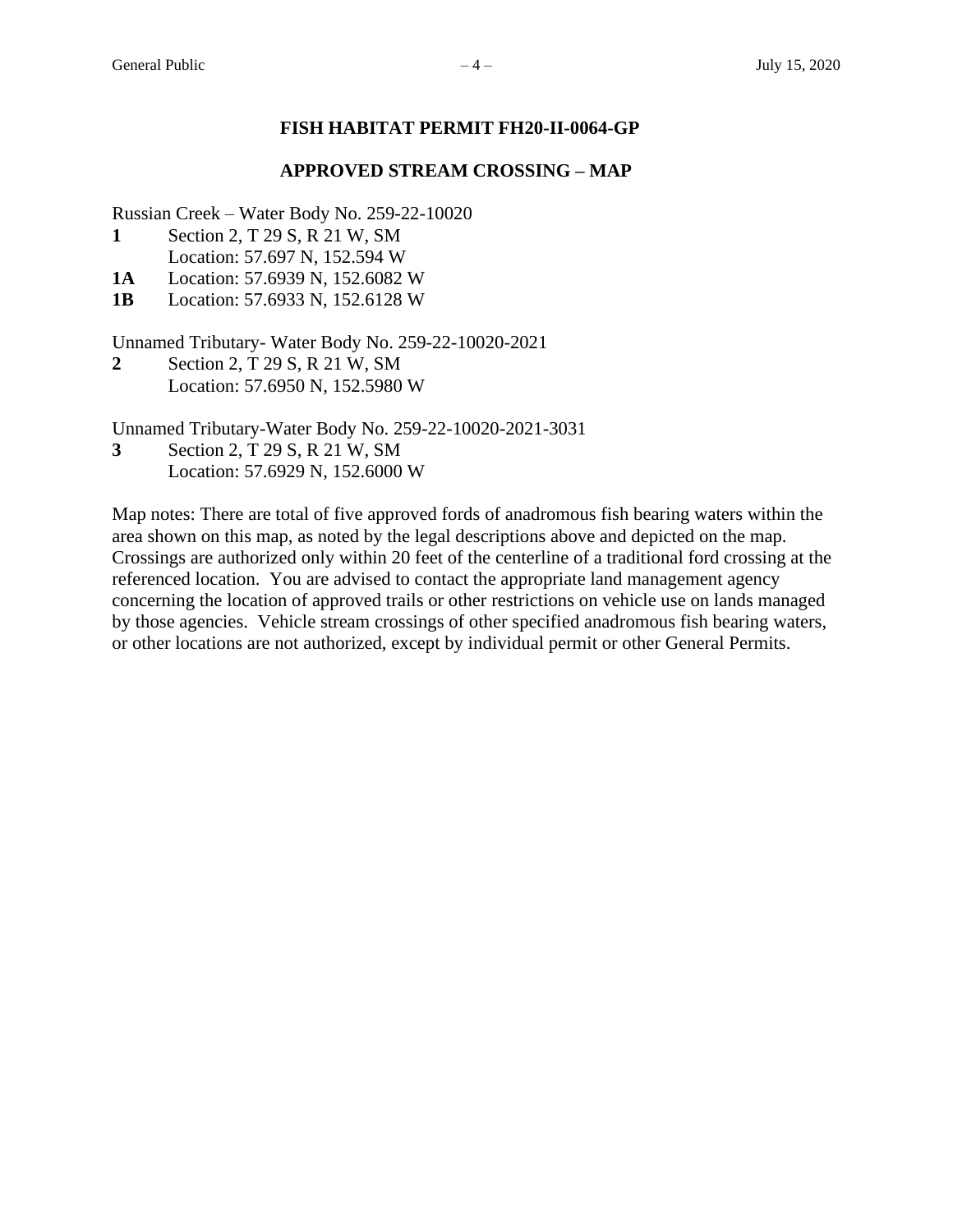## FISH HABITAT PERMIT FH20-II-0064-GP

## APPROVED STREAM CROSSING – MAP

Russian Creek – Water Body No. 259-22-10020

**1** Section 2, T 29 S, R 21 W, SM
Location: 57.697 N, 152.594 W

**1A** Location: 57.6939 N, 152.6082 W

**1B** Location: 57.6933 N, 152.6128 W

Unnamed Tributary- Water Body No. 259-22-10020-2021

**2** Section 2, T 29 S, R 21 W, SM
Location: 57.6950 N, 152.5980 W

Unnamed Tributary-Water Body No. 259-22-10020-2021-3031

**3** Section 2, T 29 S, R 21 W, SM
Location: 57.6929 N, 152.6000 W

Map notes: There are total of five approved fords of anadromous fish bearing waters within the area shown on this map, as noted by the legal descriptions above and depicted on the map. Crossings are authorized only within 20 feet of the centerline of a traditional ford crossing at the referenced location. You are advised to contact the appropriate land management agency concerning the location of approved trails or other restrictions on vehicle use on lands managed by those agencies. Vehicle stream crossings of other specified anadromous fish bearing waters, or other locations are not authorized, except by individual permit or other General Permits.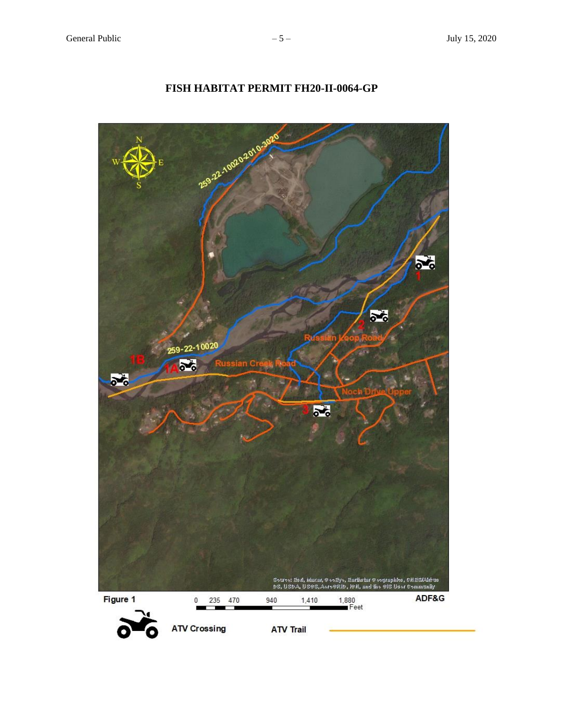# FISH HABITAT PERMIT FH20-II-0064-GP

259-22-10020-2010-3020

259-22-10020

Russian Loop Road

Russian Creek Road

Noch Drive Upper

1

1A

1B

2

3

Source: Esri, Maxar, GeoEye, Earthstar Geographics, CNES/Airbus DS, USDA, USGS, AeroGRID, IGN, and the GIS User Community

Figure 1

0 235 470 940 1,410 1,880 Feet

ADF&G

ATV Crossing

ATV Trail